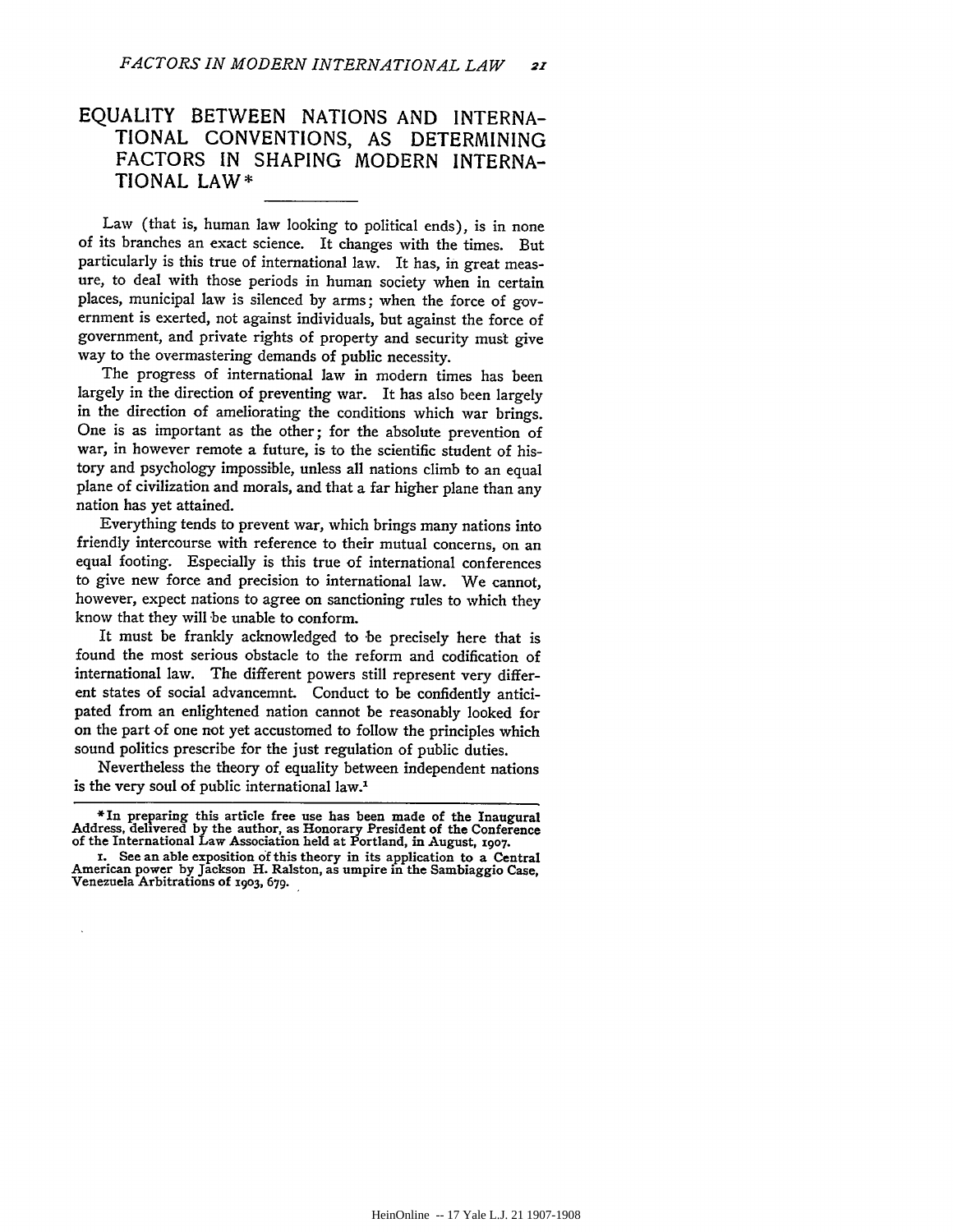# EQUALITY BETWEEN NATIONS AND INTERNATIONAL CONVENTIONS, AS DETERMINING FACTORS IN SHAPING MODERN INTERNATIONAL LAW*

Law (that is, human law looking to political ends), is in none of its branches an exact science. It changes with the times. But particularly is this true of international law. It has, in great measure, to deal with those periods in human society when in certain places, municipal law is silenced by arms; when the force of government is exerted, not against individuals, but against the force of government, and private rights of property and security must give way to the overmastering demands of public necessity.

The progress of international law in modern times has been largely in the direction of preventing war. It has also been largely in the direction of ameliorating the conditions which war brings. One is as important as the other; for the absolute prevention of war, in however remote a future, is to the scientific student of history and psychology impossible, unless all nations climb to an equal plane of civilization and morals, and that a far higher plane than any nation has yet attained.

Everything tends to prevent war, which brings many nations into friendly intercourse with reference to their mutual concerns, on an equal footing. Especially is this true of international conferences to give new force and precision to international law. We cannot, however, expect nations to agree on sanctioning rules to which they know that they will be unable to conform.

It must be frankly acknowledged to be precisely here that is found the most serious obstacle to the reform and codification of international law. The different powers still represent very different states of social advancemnt. Conduct to be confidently anticipated from an enlightened nation cannot be reasonably looked for on the part of one not yet accustomed to follow the principles which sound politics prescribe for the just regulation of public duties.

Nevertheless the theory of equality between independent nations is the very soul of public international law.[1]

---

*In preparing this article free use has been made of the Inaugural Address, delivered by the author, as Honorary President of the Conference of the International Law Association held at Portland, in August, 1907.

1. See an able exposition of this theory in its application to a Central American power by Jackson H. Ralston, as umpire in the Sambiaggio Case, Venezuela Arbitrations of 1903, 679.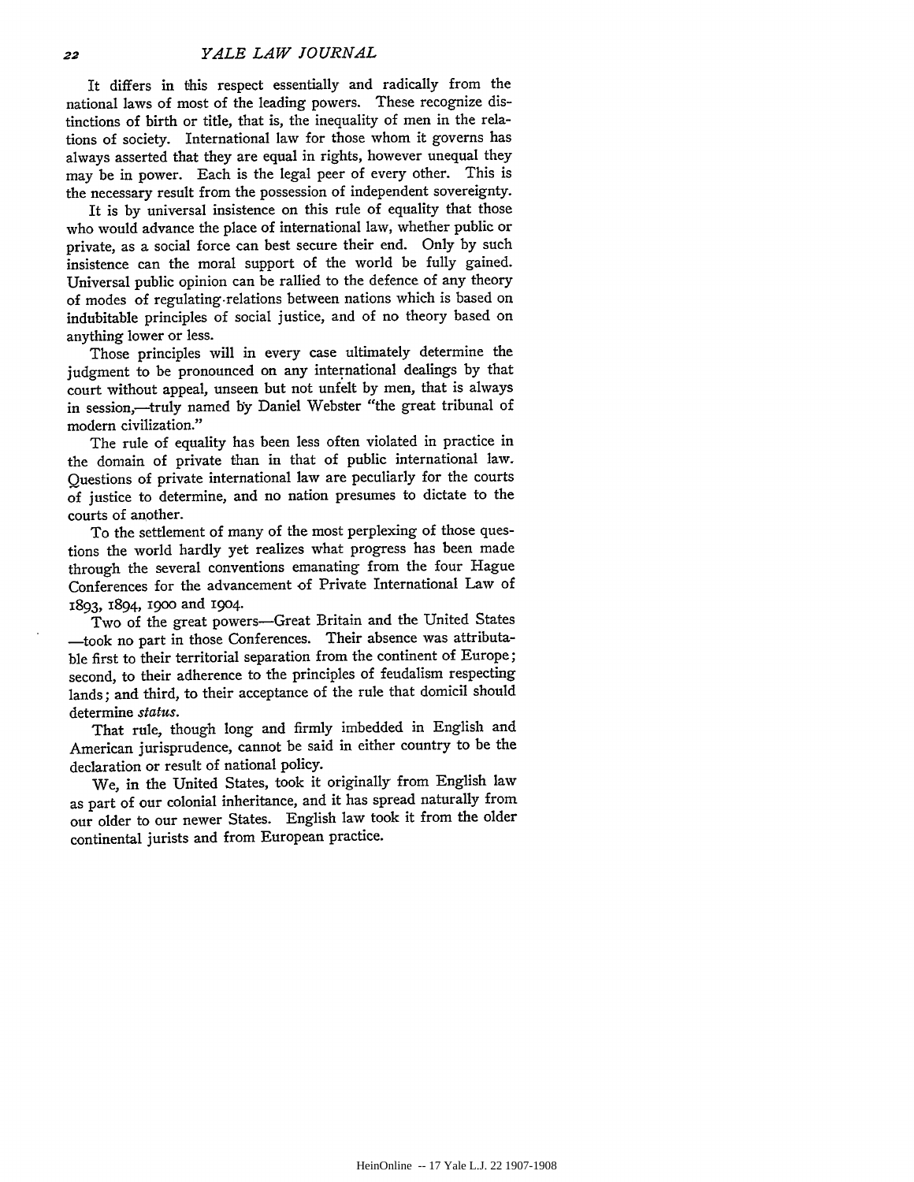It differs in this respect essentially and radically from the national laws of most of the leading powers. These recognize distinctions of birth or title, that is, the inequality of men in the relations of society. International law for those whom it governs has always asserted that they are equal in rights, however unequal they may be in power. Each is the legal peer of every other. This is the necessary result from the possession of independent sovereignty.

It is by universal insistence on this rule of equality that those who would advance the place of international law, whether public or private, as a social force can best secure their end. Only by such insistence can the moral support of the world be fully gained. Universal public opinion can be rallied to the defence of any theory of modes of regulating relations between nations which is based on indubitable principles of social justice, and of no theory based on anything lower or less.

Those principles will in every case ultimately determine the judgment to be pronounced on any international dealings by that court without appeal, unseen but not unfelt by men, that is always in session,—truly named by Daniel Webster "the great tribunal of modern civilization."

The rule of equality has been less often violated in practice in the domain of private than in that of public international law. Questions of private international law are peculiarly for the courts of justice to determine, and no nation presumes to dictate to the courts of another.

To the settlement of many of the most perplexing of those questions the world hardly yet realizes what progress has been made through the several conventions emanating from the four Hague Conferences for the advancement of Private International Law of 1893, 1894, 1900 and 1904.

Two of the great powers—Great Britain and the United States—took no part in those Conferences. Their absence was attributable first to their territorial separation from the continent of Europe; second, to their adherence to the principles of feudalism respecting lands; and third, to their acceptance of the rule that domicil should determine *status*.

That rule, though long and firmly imbedded in English and American jurisprudence, cannot be said in either country to be the declaration or result of national policy.

We, in the United States, took it originally from English law as part of our colonial inheritance, and it has spread naturally from our older to our newer States. English law took it from the older continental jurists and from European practice.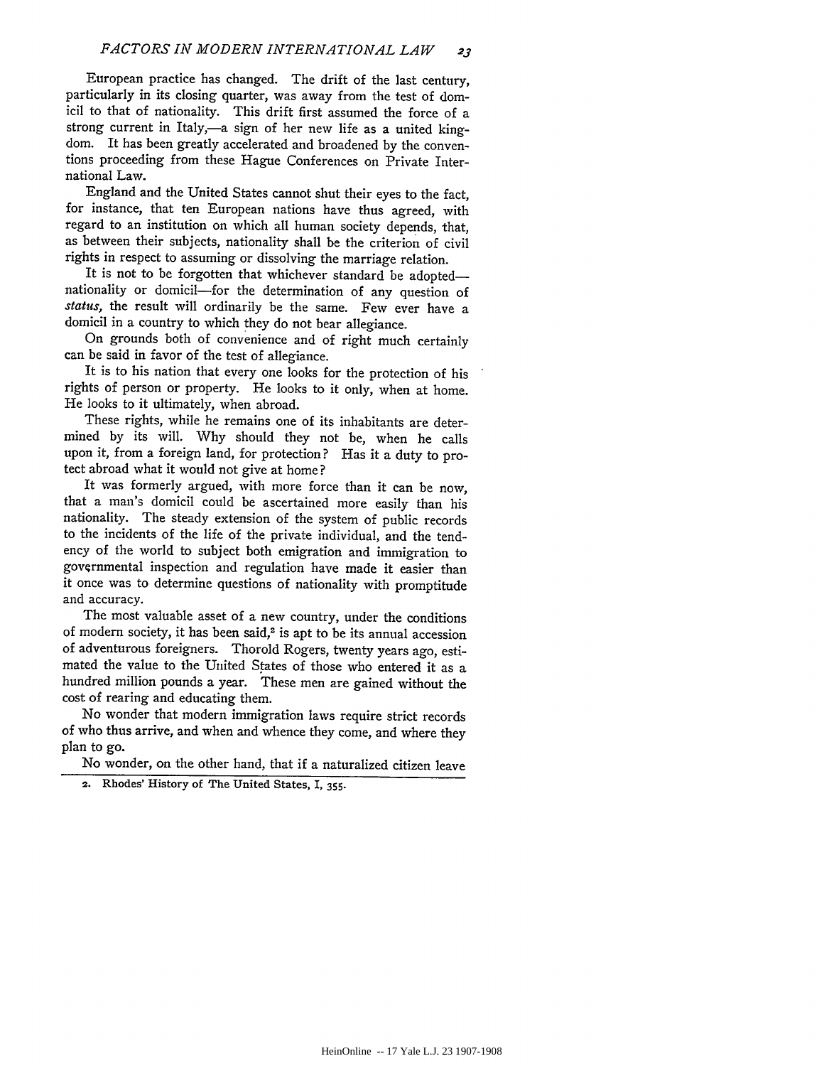European practice has changed. The drift of the last century, particularly in its closing quarter, was away from the test of domicil to that of nationality. This drift first assumed the force of a strong current in Italy,—a sign of her new life as a united kingdom. It has been greatly accelerated and broadened by the conventions proceeding from these Hague Conferences on Private International Law.

England and the United States cannot shut their eyes to the fact, for instance, that ten European nations have thus agreed, with regard to an institution on which all human society depends, that, as between their subjects, nationality shall be the criterion of civil rights in respect to assuming or dissolving the marriage relation.

It is not to be forgotten that whichever standard be adopted—nationality or domicil—for the determination of any question of *status*, the result will ordinarily be the same. Few ever have a domicil in a country to which they do not bear allegiance.

On grounds both of convenience and of right much certainly can be said in favor of the test of allegiance.

It is to his nation that every one looks for the protection of his rights of person or property. He looks to it only, when at home. He looks to it ultimately, when abroad.

These rights, while he remains one of its inhabitants are determined by its will. Why should they not be, when he calls upon it, from a foreign land, for protection? Has it a duty to protect abroad what it would not give at home?

It was formerly argued, with more force than it can be now, that a man's domicil could be ascertained more easily than his nationality. The steady extension of the system of public records to the incidents of the life of the private individual, and the tendency of the world to subject both emigration and immigration to governmental inspection and regulation have made it easier than it once was to determine questions of nationality with promptitude and accuracy.

The most valuable asset of a new country, under the conditions of modern society, it has been said,[2] is apt to be its annual accession of adventurous foreigners. Thorold Rogers, twenty years ago, estimated the value to the United States of those who entered it as a hundred million pounds a year. These men are gained without the cost of rearing and educating them.

No wonder that modern immigration laws require strict records of who thus arrive, and when and whence they come, and where they plan to go.

No wonder, on the other hand, that if a naturalized citizen leave

2. Rhodes' History of The United States, I, 355.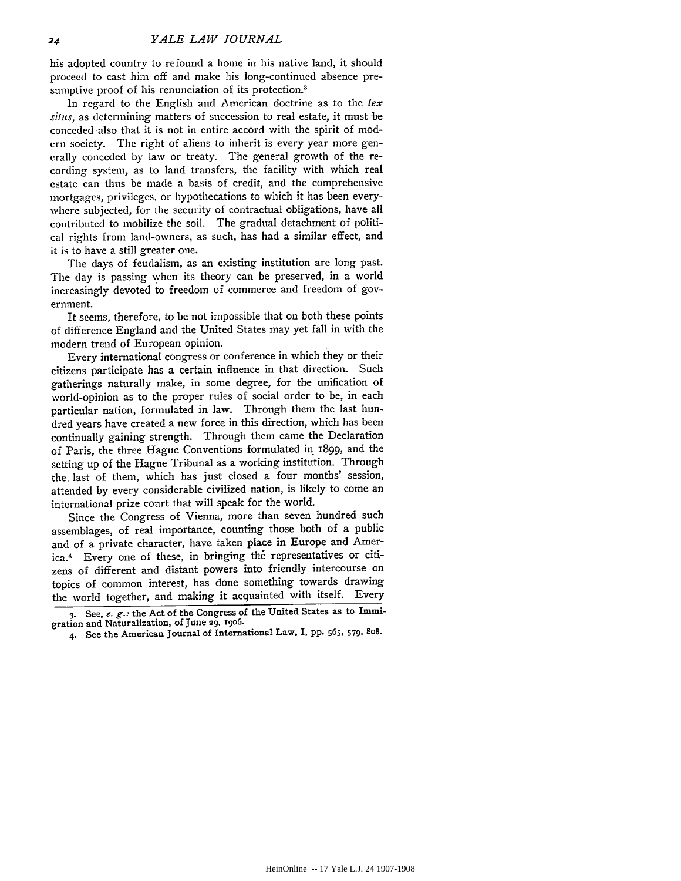his adopted country to refound a home in his native land, it should proceed to cast him off and make his long-continued absence presumptive proof of his renunciation of its protection.[3]

In regard to the English and American doctrine as to the *lex situs*, as determining matters of succession to real estate, it must be conceded also that it is not in entire accord with the spirit of modern society. The right of aliens to inherit is every year more generally conceded by law or treaty. The general growth of the recording system, as to land transfers, the facility with which real estate can thus be made a basis of credit, and the comprehensive mortgages, privileges, or hypothecations to which it has been everywhere subjected, for the security of contractual obligations, have all contributed to mobilize the soil. The gradual detachment of political rights from land-owners, as such, has had a similar effect, and it is to have a still greater one.

The days of feudalism, as an existing institution are long past. The day is passing when its theory can be preserved, in a world increasingly devoted to freedom of commerce and freedom of government.

It seems, therefore, to be not impossible that on both these points of difference England and the United States may yet fall in with the modern trend of European opinion.

Every international congress or conference in which they or their citizens participate has a certain influence in that direction. Such gatherings naturally make, in some degree, for the unification of world-opinion as to the proper rules of social order to be, in each particular nation, formulated in law. Through them the last hundred years have created a new force in this direction, which has been continually gaining strength. Through them came the Declaration of Paris, the three Hague Conventions formulated in 1899, and the setting up of the Hague Tribunal as a working institution. Through the last of them, which has just closed a four months' session, attended by every considerable civilized nation, is likely to come an international prize court that will speak for the world.

Since the Congress of Vienna, more than seven hundred such assemblages, of real importance, counting those both of a public and of a private character, have taken place in Europe and America.[4] Every one of these, in bringing the representatives or citizens of different and distant powers into friendly intercourse on topics of common interest, has done something towards drawing the world together, and making it acquainted with itself. Every

---

3. See, *e. g.*: the Act of the Congress of the United States as to Immigration and Naturalization, of June 29, 1906.

4. See the American Journal of International Law, I, pp. 565, 579, 808.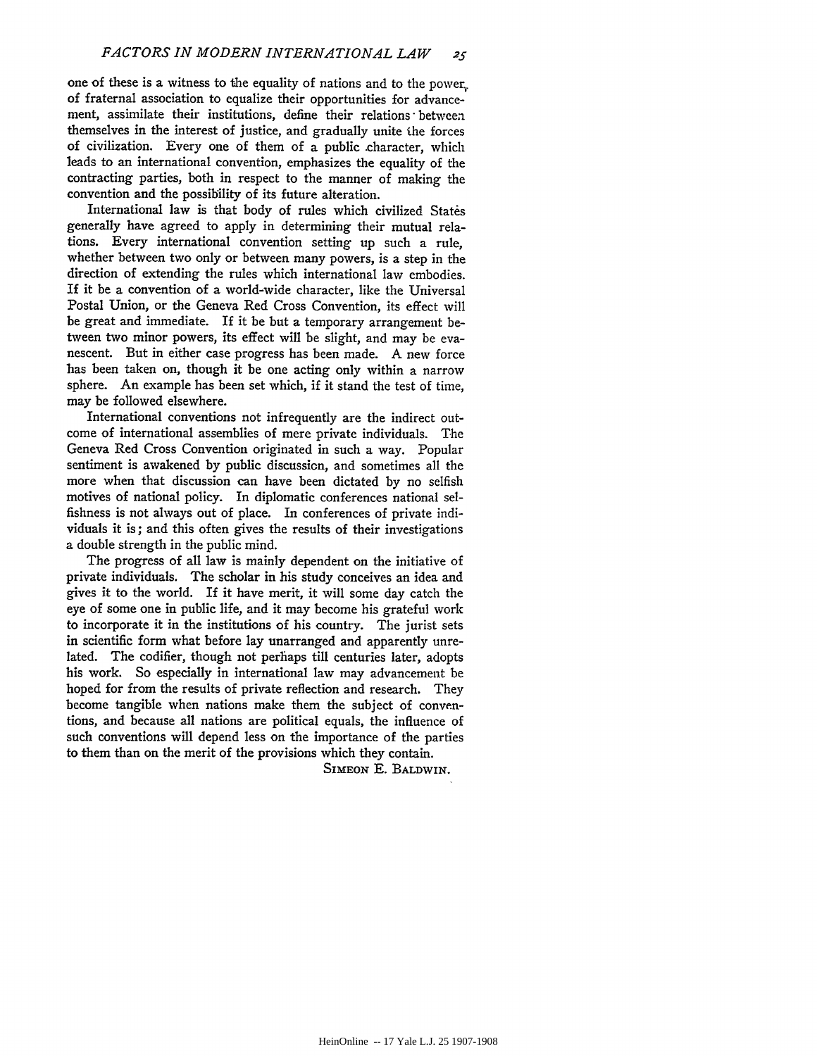one of these is a witness to the equality of nations and to the power of fraternal association to equalize their opportunities for advancement, assimilate their institutions, define their relations between themselves in the interest of justice, and gradually unite the forces of civilization. Every one of them of a public character, which leads to an international convention, emphasizes the equality of the contracting parties, both in respect to the manner of making the convention and the possibility of its future alteration.

International law is that body of rules which civilized States generally have agreed to apply in determining their mutual relations. Every international convention setting up such a rule, whether between two only or between many powers, is a step in the direction of extending the rules which international law embodies. If it be a convention of a world-wide character, like the Universal Postal Union, or the Geneva Red Cross Convention, its effect will be great and immediate. If it be but a temporary arrangement between two minor powers, its effect will be slight, and may be evanescent. But in either case progress has been made. A new force has been taken on, though it be one acting only within a narrow sphere. An example has been set which, if it stand the test of time, may be followed elsewhere.

International conventions not infrequently are the indirect outcome of international assemblies of mere private individuals. The Geneva Red Cross Convention originated in such a way. Popular sentiment is awakened by public discussion, and sometimes all the more when that discussion can have been dictated by no selfish motives of national policy. In diplomatic conferences national selfishness is not always out of place. In conferences of private individuals it is; and this often gives the results of their investigations a double strength in the public mind.

The progress of all law is mainly dependent on the initiative of private individuals. The scholar in his study conceives an idea and gives it to the world. If it have merit, it will some day catch the eye of some one in public life, and it may become his grateful work to incorporate it in the institutions of his country. The jurist sets in scientific form what before lay unarranged and apparently unrelated. The codifier, though not perhaps till centuries later, adopts his work. So especially in international law may advancement be hoped for from the results of private reflection and research. They become tangible when nations make them the subject of conventions, and because all nations are political equals, the influence of such conventions will depend less on the importance of the parties to them than on the merit of the provisions which they contain.

SIMEON E. BALDWIN.